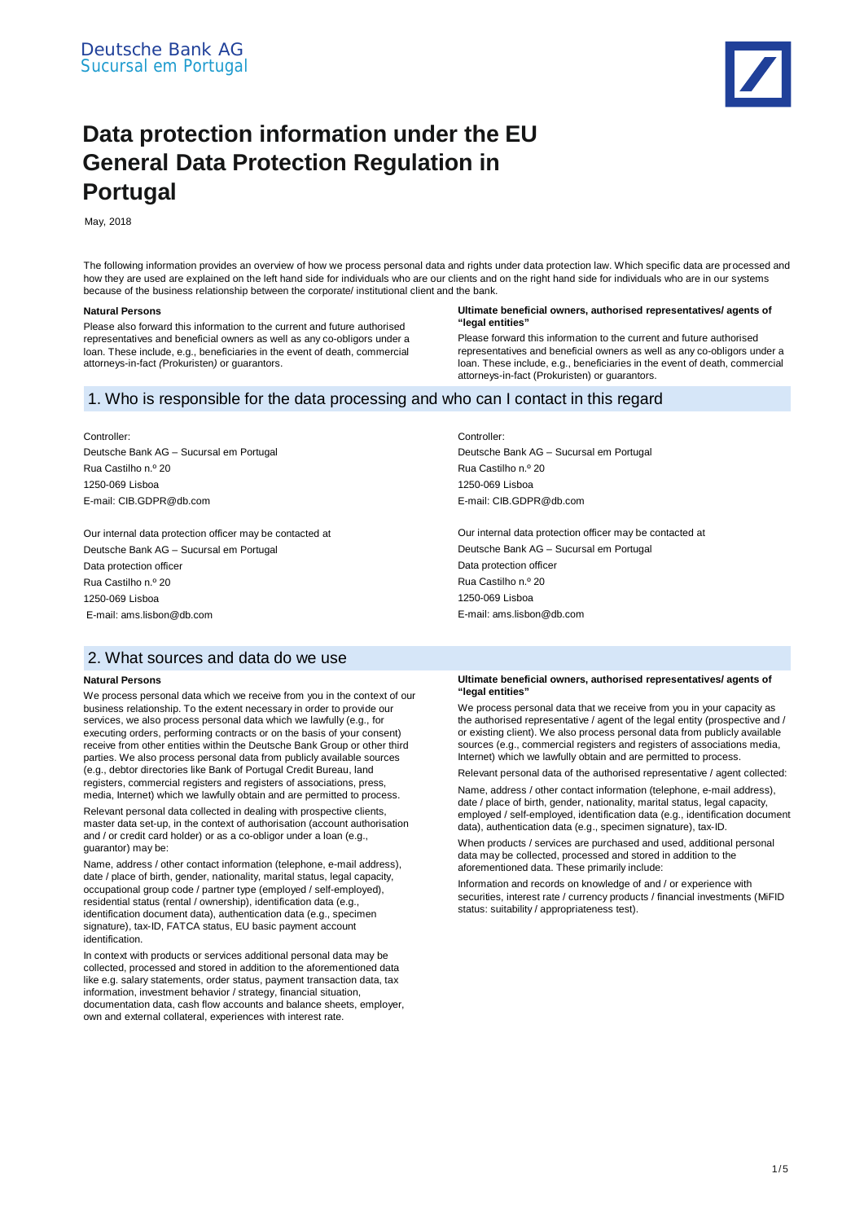Deutsche Bank AG
Sucursal em Portugal

# Data protection information under the EU General Data Protection Regulation in Portugal

May, 2018

The following information provides an overview of how we process personal data and rights under data protection law. Which specific data are processed and how they are used are explained on the left hand side for individuals who are our clients and on the right hand side for individuals who are in our systems because of the business relationship between the corporate/ institutional client and the bank.

**Natural Persons**

Please also forward this information to the current and future authorised representatives and beneficial owners as well as any co-obligors under a loan. These include, e.g., beneficiaries in the event of death, commercial attorneys-in-fact *(*Prokuristen*)* or guarantors.

**Ultimate beneficial owners, authorised representatives/ agents of "legal entities"**

Please forward this information to the current and future authorised representatives and beneficial owners as well as any co-obligors under a loan. These include, e.g., beneficiaries in the event of death, commercial attorneys-in-fact (Prokuristen) or guarantors.

## 1. Who is responsible for the data processing and who can I contact in this regard

Controller:
Deutsche Bank AG – Sucursal em Portugal
Rua Castilho n.º 20
1250-069 Lisboa
E-mail: CIB.GDPR@db.com

Our internal data protection officer may be contacted at
Deutsche Bank AG – Sucursal em Portugal
Data protection officer
Rua Castilho n.º 20
1250-069 Lisboa
E-mail: ams.lisbon@db.com

Controller:
Deutsche Bank AG – Sucursal em Portugal
Rua Castilho n.º 20
1250-069 Lisboa
E-mail: CIB.GDPR@db.com

Our internal data protection officer may be contacted at
Deutsche Bank AG – Sucursal em Portugal
Data protection officer
Rua Castilho n.º 20
1250-069 Lisboa
E-mail: ams.lisbon@db.com

## 2. What sources and data do we use

**Natural Persons**

We process personal data which we receive from you in the context of our business relationship. To the extent necessary in order to provide our services, we also process personal data which we lawfully (e.g., for executing orders, performing contracts or on the basis of your consent) receive from other entities within the Deutsche Bank Group or other third parties. We also process personal data from publicly available sources (e.g., debtor directories like Bank of Portugal Credit Bureau, land registers, commercial registers and registers of associations, press, media, Internet) which we lawfully obtain and are permitted to process.

Relevant personal data collected in dealing with prospective clients, master data set-up, in the context of authorisation (account authorisation and / or credit card holder) or as a co-obligor under a loan (e.g., guarantor) may be:

Name, address / other contact information (telephone, e-mail address), date / place of birth, gender, nationality, marital status, legal capacity, occupational group code / partner type (employed / self-employed), residential status (rental / ownership), identification data (e.g., identification document data), authentication data (e.g., specimen signature), tax-ID, FATCA status, EU basic payment account identification.

In context with products or services additional personal data may be collected, processed and stored in addition to the aforementioned data like e.g. salary statements, order status, payment transaction data, tax information, investment behavior / strategy, financial situation, documentation data, cash flow accounts and balance sheets, employer, own and external collateral, experiences with interest rate.

**Ultimate beneficial owners, authorised representatives/ agents of "legal entities"**

We process personal data that we receive from you in your capacity as the authorised representative / agent of the legal entity (prospective and / or existing client). We also process personal data from publicly available sources (e.g., commercial registers and registers of associations media, Internet) which we lawfully obtain and are permitted to process.

Relevant personal data of the authorised representative / agent collected:

Name, address / other contact information (telephone, e-mail address), date / place of birth, gender, nationality, marital status, legal capacity, employed / self-employed, identification data (e.g., identification document data), authentication data (e.g., specimen signature), tax-ID.

When products / services are purchased and used, additional personal data may be collected, processed and stored in addition to the aforementioned data. These primarily include:

Information and records on knowledge of and / or experience with securities, interest rate / currency products / financial investments (MiFID status: suitability / appropriateness test).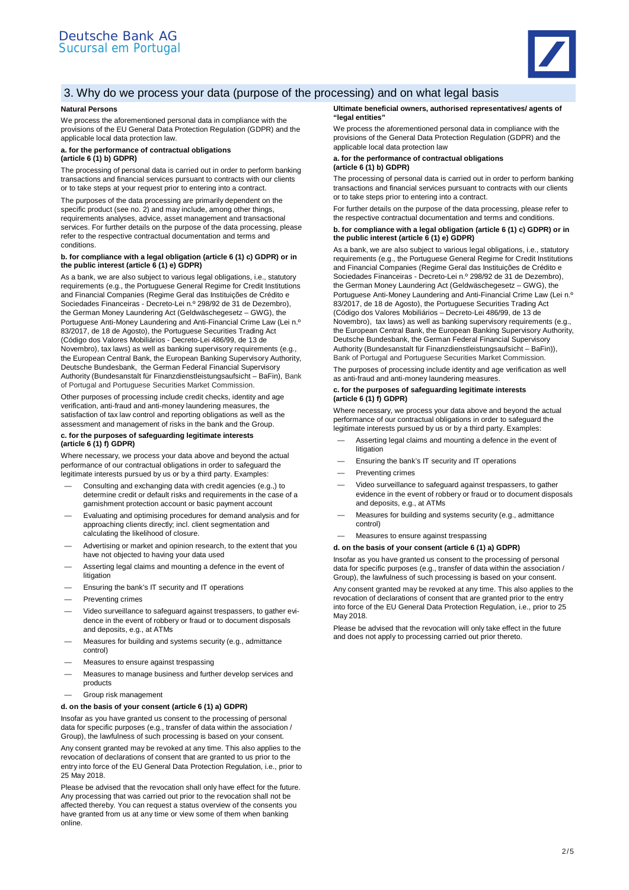Deutsche Bank AG
Sucursal em Portugal

## 3. Why do we process your data (purpose of the processing) and on what legal basis

**Natural Persons**

We process the aforementioned personal data in compliance with the provisions of the EU General Data Protection Regulation (GDPR) and the applicable local data protection law.

**a. for the performance of contractual obligations (article 6 (1) b) GDPR)**

The processing of personal data is carried out in order to perform banking transactions and financial services pursuant to contracts with our clients or to take steps at your request prior to entering into a contract.

The purposes of the data processing are primarily dependent on the specific product (see no. 2) and may include, among other things, requirements analyses, advice, asset management and transactional services. For further details on the purpose of the data processing, please refer to the respective contractual documentation and terms and conditions.

**b. for compliance with a legal obligation (article 6 (1) c) GDPR) or in the public interest (article 6 (1) e) GDPR)**

As a bank, we are also subject to various legal obligations, i.e., statutory requirements (e.g., the Portuguese General Regime for Credit Institutions and Financial Companies (Regime Geral das Instituições de Crédito e Sociedades Financeiras - Decreto-Lei n.º 298/92 de 31 de Dezembro), the German Money Laundering Act (Geldwäschegesetz – GWG), the Portuguese Anti-Money Laundering and Anti-Financial Crime Law (Lei n.º 83/2017, de 18 de Agosto), the Portuguese Securities Trading Act (Código dos Valores Mobiliários - Decreto-Lei 486/99, de 13 de Novembro), tax laws) as well as banking supervisory requirements (e.g., the European Central Bank, the European Banking Supervisory Authority, Deutsche Bundesbank, the German Federal Financial Supervisory Authority (Bundesanstalt für Finanzdienstleistungsaufsicht – BaFin), Bank of Portugal and Portuguese Securities Market Commission.

Other purposes of processing include credit checks, identity and age verification, anti-fraud and anti-money laundering measures, the satisfaction of tax law control and reporting obligations as well as the assessment and management of risks in the bank and the Group.

**c. for the purposes of safeguarding legitimate interests (article 6 (1) f) GDPR)**

Where necessary, we process your data above and beyond the actual performance of our contractual obligations in order to safeguard the legitimate interests pursued by us or by a third party. Examples:

- Consulting and exchanging data with credit agencies (e.g.,) to determine credit or default risks and requirements in the case of a garnishment protection account or basic payment account
- Evaluating and optimising procedures for demand analysis and for approaching clients directly; incl. client segmentation and calculating the likelihood of closure.
- Advertising or market and opinion research, to the extent that you have not objected to having your data used
- Asserting legal claims and mounting a defence in the event of litigation
- Ensuring the bank's IT security and IT operations
- Preventing crimes
- Video surveillance to safeguard against trespassers, to gather evidence in the event of robbery or fraud or to document disposals and deposits, e.g., at ATMs
- Measures for building and systems security (e.g., admittance control)
- Measures to ensure against trespassing
- Measures to manage business and further develop services and products
- Group risk management

**d. on the basis of your consent (article 6 (1) a) GDPR)**

Insofar as you have granted us consent to the processing of personal data for specific purposes (e.g., transfer of data within the association / Group), the lawfulness of such processing is based on your consent.

Any consent granted may be revoked at any time. This also applies to the revocation of declarations of consent that are granted to us prior to the entry into force of the EU General Data Protection Regulation, i.e., prior to 25 May 2018.

Please be advised that the revocation shall only have effect for the future. Any processing that was carried out prior to the revocation shall not be affected thereby. You can request a status overview of the consents you have granted from us at any time or view some of them when banking online.

**Ultimate beneficial owners, authorised representatives/ agents of "legal entities"**

We process the aforementioned personal data in compliance with the provisions of the General Data Protection Regulation (GDPR) and the applicable local data protection law

**a. for the performance of contractual obligations (article 6 (1) b) GDPR)**

The processing of personal data is carried out in order to perform banking transactions and financial services pursuant to contracts with our clients or to take steps prior to entering into a contract.

For further details on the purpose of the data processing, please refer to the respective contractual documentation and terms and conditions.

**b. for compliance with a legal obligation (article 6 (1) c) GDPR) or in the public interest (article 6 (1) e) GDPR)**

As a bank, we are also subject to various legal obligations, i.e., statutory requirements (e.g., the Portuguese General Regime for Credit Institutions and Financial Companies (Regime Geral das Instituições de Crédito e Sociedades Financeiras - Decreto-Lei n.º 298/92 de 31 de Dezembro), the German Money Laundering Act (Geldwäschegesetz – GWG), the Portuguese Anti-Money Laundering and Anti-Financial Crime Law (Lei n.º 83/2017, de 18 de Agosto), the Portuguese Securities Trading Act (Código dos Valores Mobiliários – Decreto-Lei 486/99, de 13 de Novembro), tax laws) as well as banking supervisory requirements (e.g., the European Central Bank, the European Banking Supervisory Authority, Deutsche Bundesbank, the German Federal Financial Supervisory Authority (Bundesanstalt für Finanzdienstleistungsaufsicht – BaFin)), Bank of Portugal and Portuguese Securities Market Commission.

The purposes of processing include identity and age verification as well as anti-fraud and anti-money laundering measures.

**c. for the purposes of safeguarding legitimate interests (article 6 (1) f) GDPR)**

Where necessary, we process your data above and beyond the actual performance of our contractual obligations in order to safeguard the legitimate interests pursued by us or by a third party. Examples:

- Asserting legal claims and mounting a defence in the event of litigation
- Ensuring the bank's IT security and IT operations
- Preventing crimes
- Video surveillance to safeguard against trespassers, to gather evidence in the event of robbery or fraud or to document disposals and deposits, e.g., at ATMs
- Measures for building and systems security (e.g., admittance control)
- Measures to ensure against trespassing

**d. on the basis of your consent (article 6 (1) a) GDPR)**

Insofar as you have granted us consent to the processing of personal data for specific purposes (e.g., transfer of data within the association / Group), the lawfulness of such processing is based on your consent.

Any consent granted may be revoked at any time. This also applies to the revocation of declarations of consent that are granted prior to the entry into force of the EU General Data Protection Regulation, i.e., prior to 25 May 2018.

Please be advised that the revocation will only take effect in the future and does not apply to processing carried out prior thereto.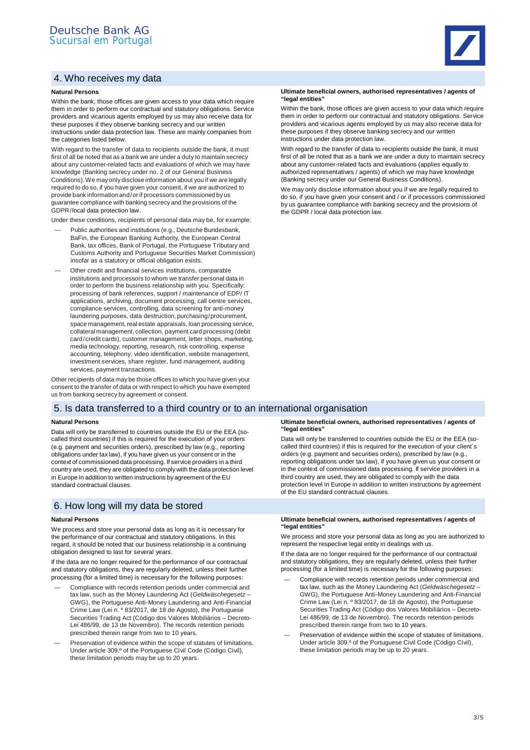## 4. Who receives my data

### Natural Persons

Within the bank, those offices are given access to your data which require them in order to perform our contractual and statutory obligations. Service providers and vicarious agents employed by us may also receive data for these purposes if they observe banking secrecy and our written instructions under data protection law. These are mainly companies from the categories listed below.

With regard to the transfer of data to recipients outside the bank, it must first of all be noted that as a bank we are under a duty to maintain secrecy about any customer-related facts and evaluations of which we may have knowledge (Banking secrecy under no. 2 of our General Business Conditions). We may only disclose information about you if we are legally required to do so, if you have given your consent, if we are authorized to provide bank information and/or if processors commissioned by us guarantee compliance with banking secrecy and the provisions of the GDPR/local data protection law.

Under these conditions, recipients of personal data may be, for example:

- Public authorities and institutions (e.g., Deutsche Bundesbank, BaFin, the European Banking Authority, the European Central Bank, tax offices, Bank of Portugal, the Portuguese Tributary and Customs Authority and Portuguese Securities Market Commission) insofar as a statutory or official obligation exists.
- Other credit and financial services institutions, comparable institutions and processors to whom we transfer personal data in order to perform the business relationship with you. Specifically: processing of bank references, support / maintenance of EDP/ IT applications, archiving, document processing, call centre services, compliance services, controlling, data screening for anti-money laundering purposes, data destruction, purchasing/procurement, space management, real estate appraisals, loan processing service, collateral management, collection, payment card processing (debit card/credit cards), customer management, letter shops, marketing, media technology, reporting, research, risk controlling, expense accounting, telephony, video identification, website management, investment services, share register, fund management, auditing services, payment transactions.

Other recipients of data may be those offices to which you have given your consent to the transfer of data or with respect to which you have exempted us from banking secrecy by agreement or consent.

### Ultimate beneficial owners, authorised representatives / agents of "legal entities"

Within the bank, those offices are given access to your data which require them in order to perform our contractual and statutory obligations. Service providers and vicarious agents employed by us may also receive data for these purposes if they observe banking secrecy and our written instructions under data protection law.

With regard to the transfer of data to recipients outside the bank, it must first of all be noted that as a bank we are under a duty to maintain secrecy about any customer-related facts and evaluations (applies equally to authorized representatives / agents) of which we may have knowledge (Banking secrecy under our General Business Conditions).

We may only disclose information about you if we are legally required to do so, if you have given your consent and / or if processors commissioned by us guarantee compliance with banking secrecy and the provisions of the GDPR / local data protection law.

## 5. Is data transferred to a third country or to an international organisation

### Natural Persons

Data will only be transferred to countries outside the EU or the EEA (so-called third countries) if this is required for the execution of your orders (e.g. payment and securities orders), prescribed by law (e.g., reporting obligations under tax law), if you have given us your consent or in the context of commissioned data processing. If service providers in a third country are used, they are obligated to comply with the data protection level in Europe in addition to written instructions by agreement of the EU standard contractual clauses.

### Ultimate beneficial owners, authorised representatives / agents of "legal entities"

Data will only be transferred to countries outside the EU or the EEA (so-called third countries) if this is required for the execution of your client´s orders (e.g. payment and securities orders), prescribed by law (e.g., reporting obligations under tax law), if you have given us your consent or in the context of commissioned data processing. If service providers in a third country are used, they are obligated to comply with the data protection level in Europe in addition to written instructions by agreement of the EU standard contractual clauses.

## 6. How long will my data be stored

### Natural Persons

We process and store your personal data as long as it is necessary for the performance of our contractual and statutory obligations. In this regard, it should be noted that our business relationship is a continuing obligation designed to last for several years.

If the data are no longer required for the performance of our contractual and statutory obligations, they are regularly deleted, unless their further processing (for a limited time) is necessary for the following purposes:

- Compliance with records retention periods under commercial and tax law, such as the Money Laundering Act (*Geldwäschegesetz* – GWG), the Portuguese Anti-Money Laundering and Anti-Financial Crime Law (Lei n. º 83/2017, de 18 de Agosto), the Portuguese Securities Trading Act (Código dos Valores Mobiliários – Decreto-Lei 486/99, de 13 de Novembro). The records retention periods prescribed therein range from two to 10 years.
- Preservation of evidence within the scope of statutes of limitations. Under article 309.º of the Portuguese Civil Code (Código Civil), these limitation periods may be up to 20 years.

### Ultimate beneficial owners, authorised representatives / agents of "legal entities"

We process and store your personal data as long as you are authorized to represent the respective legal entity in dealings with us.

If the data are no longer required for the performance of our contractual and statutory obligations, they are regularly deleted, unless their further processing (for a limited time) is necessary for the following purposes:

- Compliance with records retention periods under commercial and tax law, such as the Money Laundering Act (*Geldwäschegesetz* – GWG), the Portuguese Anti-Money Laundering and Anti-Financial Crime Law (Lei n. º 83/2017, de 18 de Agosto), the Portuguese Securities Trading Act (Código dos Valores Mobiliários – Decreto-Lei 486/99, de 13 de Novembro). The records retention periods prescribed therein range from two to 10 years.
- Preservation of evidence within the scope of statutes of limitations. Under article 309.º of the Portuguese Civil Code (Código Civil), these limitation periods may be up to 20 years.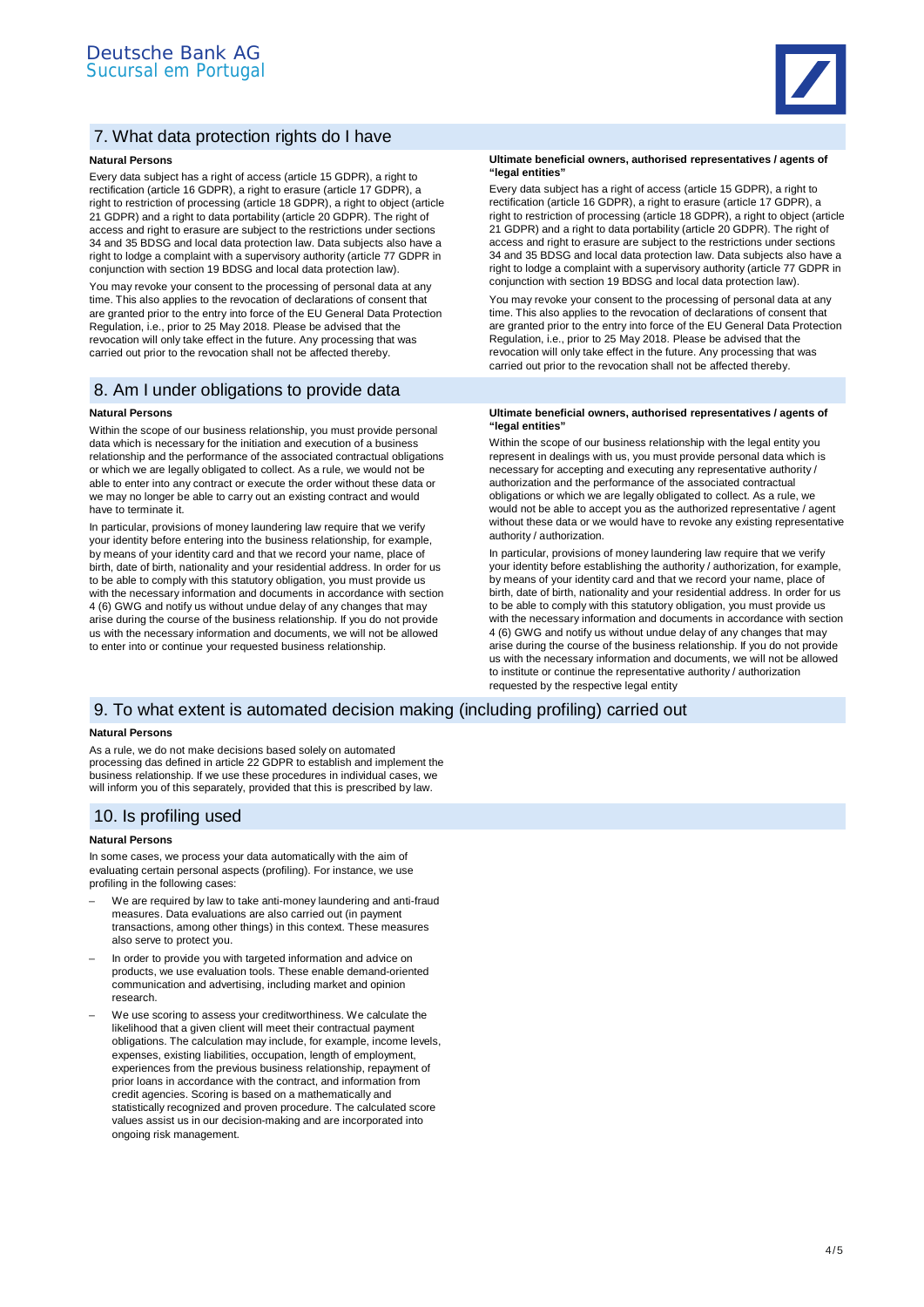## 7. What data protection rights do I have

**Natural Persons**

Every data subject has a right of access (article 15 GDPR), a right to rectification (article 16 GDPR), a right to erasure (article 17 GDPR), a right to restriction of processing (article 18 GDPR), a right to object (article 21 GDPR) and a right to data portability (article 20 GDPR). The right of access and right to erasure are subject to the restrictions under sections 34 and 35 BDSG and local data protection law. Data subjects also have a right to lodge a complaint with a supervisory authority (article 77 GDPR in conjunction with section 19 BDSG and local data protection law).

You may revoke your consent to the processing of personal data at any time. This also applies to the revocation of declarations of consent that are granted prior to the entry into force of the EU General Data Protection Regulation, i.e., prior to 25 May 2018. Please be advised that the revocation will only take effect in the future. Any processing that was carried out prior to the revocation shall not be affected thereby.

**Ultimate beneficial owners, authorised representatives / agents of "legal entities"**

Every data subject has a right of access (article 15 GDPR), a right to rectification (article 16 GDPR), a right to erasure (article 17 GDPR), a right to restriction of processing (article 18 GDPR), a right to object (article 21 GDPR) and a right to data portability (article 20 GDPR). The right of access and right to erasure are subject to the restrictions under sections 34 and 35 BDSG and local data protection law. Data subjects also have a right to lodge a complaint with a supervisory authority (article 77 GDPR in conjunction with section 19 BDSG and local data protection law).

You may revoke your consent to the processing of personal data at any time. This also applies to the revocation of declarations of consent that are granted prior to the entry into force of the EU General Data Protection Regulation, i.e., prior to 25 May 2018. Please be advised that the revocation will only take effect in the future. Any processing that was carried out prior to the revocation shall not be affected thereby.

## 8. Am I under obligations to provide data

**Natural Persons**

Within the scope of our business relationship, you must provide personal data which is necessary for the initiation and execution of a business relationship and the performance of the associated contractual obligations or which we are legally obligated to collect. As a rule, we would not be able to enter into any contract or execute the order without these data or we may no longer be able to carry out an existing contract and would have to terminate it.

In particular, provisions of money laundering law require that we verify your identity before entering into the business relationship, for example, by means of your identity card and that we record your name, place of birth, date of birth, nationality and your residential address. In order for us to be able to comply with this statutory obligation, you must provide us with the necessary information and documents in accordance with section 4 (6) GWG and notify us without undue delay of any changes that may arise during the course of the business relationship. If you do not provide us with the necessary information and documents, we will not be allowed to enter into or continue your requested business relationship.

**Ultimate beneficial owners, authorised representatives / agents of "legal entities"**

Within the scope of our business relationship with the legal entity you represent in dealings with us, you must provide personal data which is necessary for accepting and executing any representative authority / authorization and the performance of the associated contractual obligations or which we are legally obligated to collect. As a rule, we would not be able to accept you as the authorized representative / agent without these data or we would have to revoke any existing representative authority / authorization.

In particular, provisions of money laundering law require that we verify your identity before establishing the authority / authorization, for example, by means of your identity card and that we record your name, place of birth, date of birth, nationality and your residential address. In order for us to be able to comply with this statutory obligation, you must provide us with the necessary information and documents in accordance with section 4 (6) GWG and notify us without undue delay of any changes that may arise during the course of the business relationship. If you do not provide us with the necessary information and documents, we will not be allowed to institute or continue the representative authority / authorization requested by the respective legal entity

## 9. To what extent is automated decision making (including profiling) carried out

**Natural Persons**

As a rule, we do not make decisions based solely on automated processing das defined in article 22 GDPR to establish and implement the business relationship. If we use these procedures in individual cases, we will inform you of this separately, provided that this is prescribed by law.

## 10. Is profiling used

**Natural Persons**

In some cases, we process your data automatically with the aim of evaluating certain personal aspects (profiling). For instance, we use profiling in the following cases:

- We are required by law to take anti-money laundering and anti-fraud measures. Data evaluations are also carried out (in payment transactions, among other things) in this context. These measures also serve to protect you.
- In order to provide you with targeted information and advice on products, we use evaluation tools. These enable demand-oriented communication and advertising, including market and opinion research.
- We use scoring to assess your creditworthiness. We calculate the likelihood that a given client will meet their contractual payment obligations. The calculation may include, for example, income levels, expenses, existing liabilities, occupation, length of employment, experiences from the previous business relationship, repayment of prior loans in accordance with the contract, and information from credit agencies. Scoring is based on a mathematically and statistically recognized and proven procedure. The calculated score values assist us in our decision-making and are incorporated into ongoing risk management.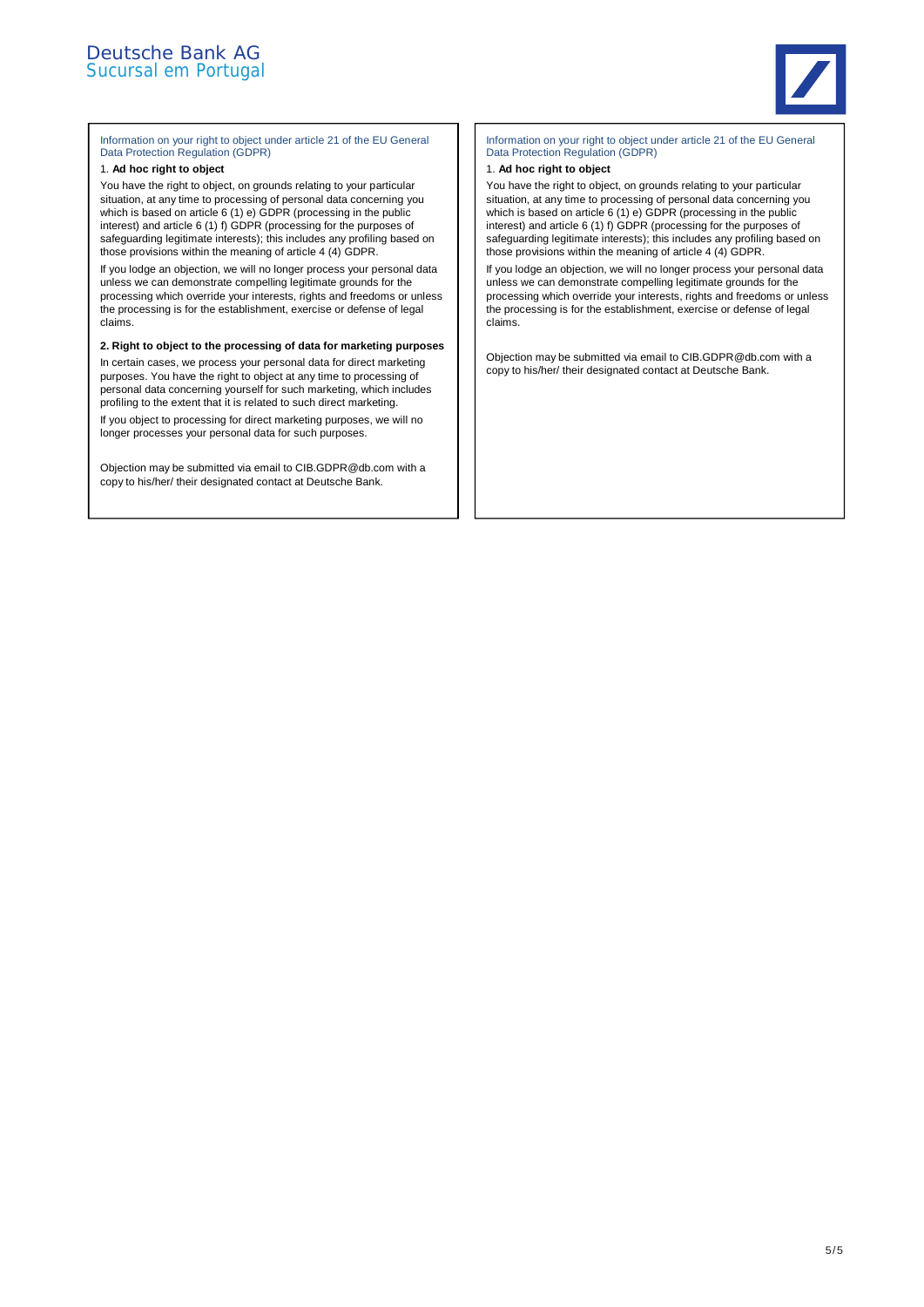Deutsche Bank AG
Sucursal em Portugal

Information on your right to object under article 21 of the EU General Data Protection Regulation (GDPR)

1. **Ad hoc right to object**

You have the right to object, on grounds relating to your particular situation, at any time to processing of personal data concerning you which is based on article 6 (1) e) GDPR (processing in the public interest) and article 6 (1) f) GDPR (processing for the purposes of safeguarding legitimate interests); this includes any profiling based on those provisions within the meaning of article 4 (4) GDPR.

If you lodge an objection, we will no longer process your personal data unless we can demonstrate compelling legitimate grounds for the processing which override your interests, rights and freedoms or unless the processing is for the establishment, exercise or defense of legal claims.

**2. Right to object to the processing of data for marketing purposes**

In certain cases, we process your personal data for direct marketing purposes. You have the right to object at any time to processing of personal data concerning yourself for such marketing, which includes profiling to the extent that it is related to such direct marketing.

If you object to processing for direct marketing purposes, we will no longer processes your personal data for such purposes.

Objection may be submitted via email to CIB.GDPR@db.com with a copy to his/her/ their designated contact at Deutsche Bank.

Information on your right to object under article 21 of the EU General Data Protection Regulation (GDPR)

1. **Ad hoc right to object**

You have the right to object, on grounds relating to your particular situation, at any time to processing of personal data concerning you which is based on article 6 (1) e) GDPR (processing in the public interest) and article 6 (1) f) GDPR (processing for the purposes of safeguarding legitimate interests); this includes any profiling based on those provisions within the meaning of article 4 (4) GDPR.

If you lodge an objection, we will no longer process your personal data unless we can demonstrate compelling legitimate grounds for the processing which override your interests, rights and freedoms or unless the processing is for the establishment, exercise or defense of legal claims.

Objection may be submitted via email to CIB.GDPR@db.com with a copy to his/her/ their designated contact at Deutsche Bank.